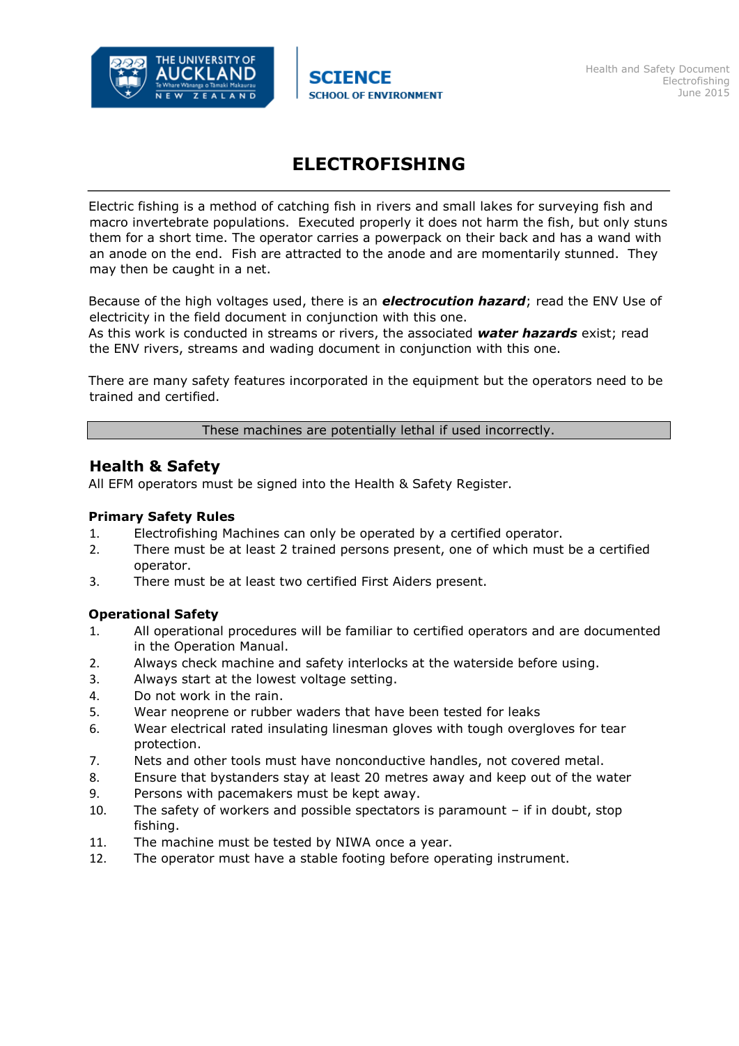# ELECTROFISHING

Electric fishing is a method of catching fish in rivers and small lakes for surveying fish and macro invertebrate populations. Executed properly it does not harm the fish, but only stuns them for a short time. The operator carries a powerpack on their back and has a wand with an anode on the end. Fish are attracted to the anode and are momentarily stunned. They may then be caught in a net.

Because of the high voltages used, there is an ***electrocution hazard***; read the ENV Use of electricity in the field document in conjunction with this one.
As this work is conducted in streams or rivers, the associated ***water hazards*** exist; read the ENV rivers, streams and wading document in conjunction with this one.

There are many safety features incorporated in the equipment but the operators need to be trained and certified.

These machines are potentially lethal if used incorrectly.

## Health & Safety

All EFM operators must be signed into the Health & Safety Register.

### Primary Safety Rules

1. Electrofishing Machines can only be operated by a certified operator.
2. There must be at least 2 trained persons present, one of which must be a certified operator.
3. There must be at least two certified First Aiders present.

### Operational Safety

1. All operational procedures will be familiar to certified operators and are documented in the Operation Manual.
2. Always check machine and safety interlocks at the waterside before using.
3. Always start at the lowest voltage setting.
4. Do not work in the rain.
5. Wear neoprene or rubber waders that have been tested for leaks
6. Wear electrical rated insulating linesman gloves with tough overgloves for tear protection.
7. Nets and other tools must have nonconductive handles, not covered metal.
8. Ensure that bystanders stay at least 20 metres away and keep out of the water
9. Persons with pacemakers must be kept away.
10. The safety of workers and possible spectators is paramount – if in doubt, stop fishing.
11. The machine must be tested by NIWA once a year.
12. The operator must have a stable footing before operating instrument.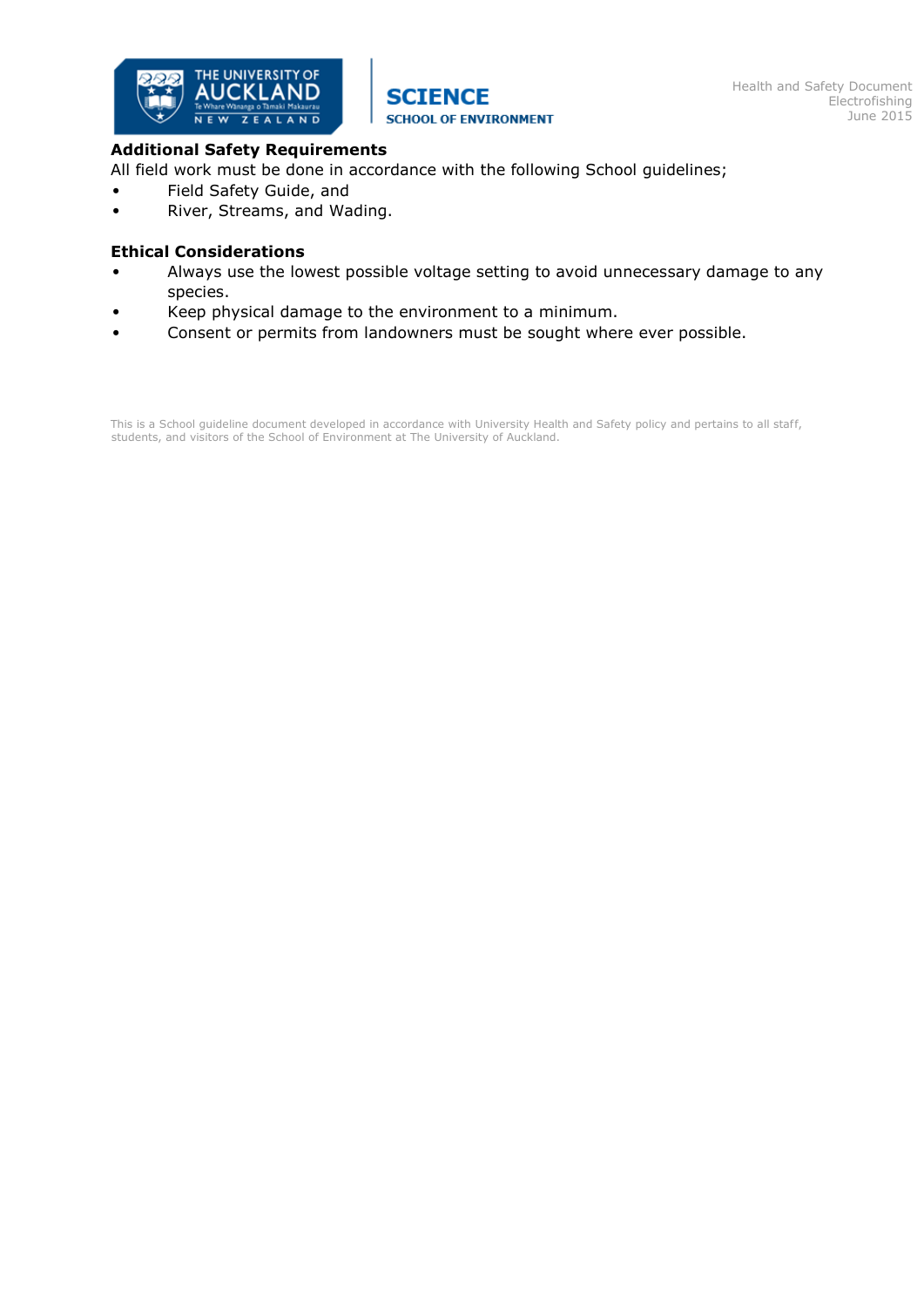**Additional Safety Requirements**

All field work must be done in accordance with the following School guidelines;

- Field Safety Guide, and
- River, Streams, and Wading.

**Ethical Considerations**

- Always use the lowest possible voltage setting to avoid unnecessary damage to any species.
- Keep physical damage to the environment to a minimum.
- Consent or permits from landowners must be sought where ever possible.

This is a School guideline document developed in accordance with University Health and Safety policy and pertains to all staff, students, and visitors of the School of Environment at The University of Auckland.